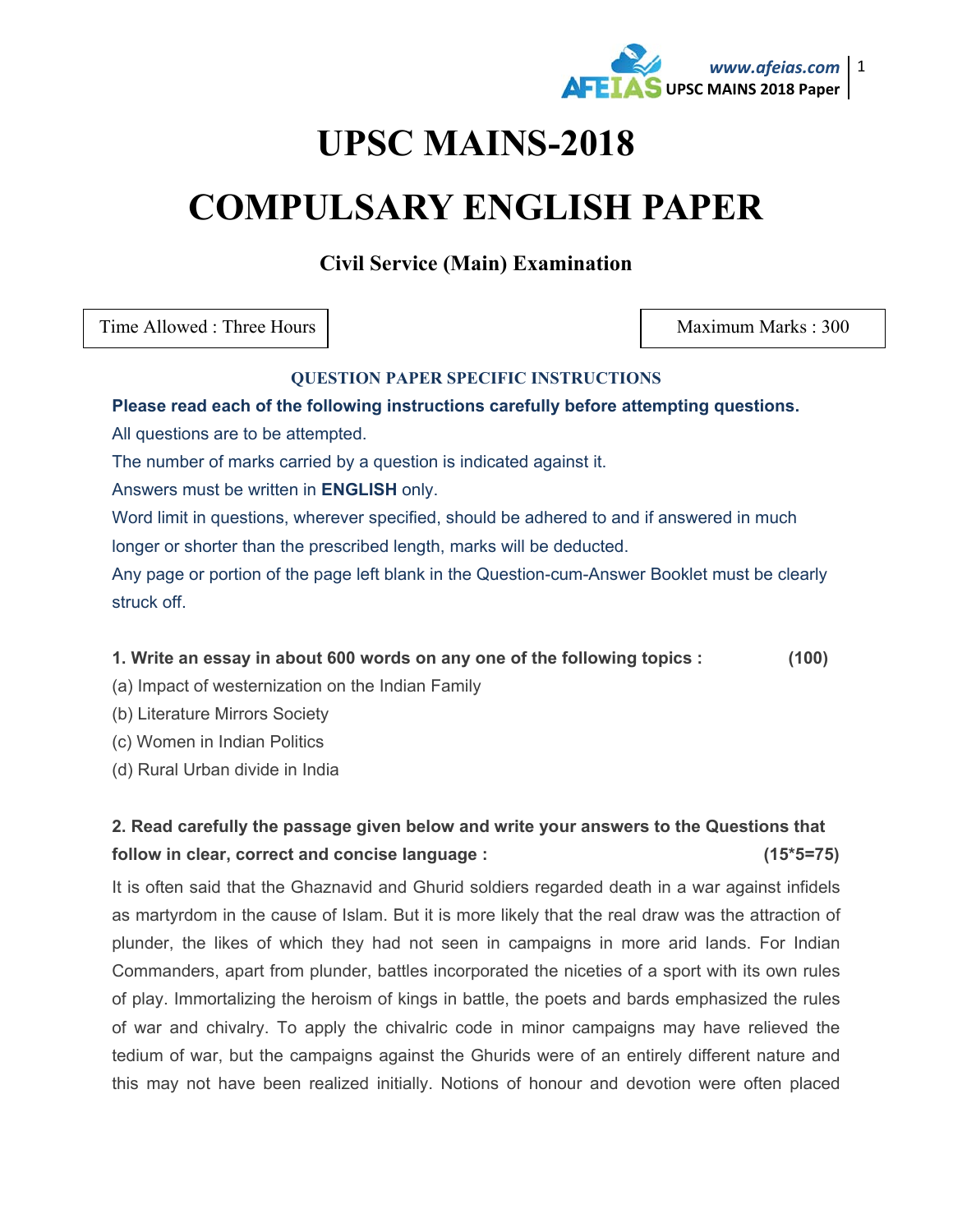# UPSC MAINS-2018

# COMPULSARY ENGLISH PAPER

### Civil Service (Main) Examination

Time Allowed : Three Hours

Maximum Marks : 300

**QUESTION PAPER SPECIFIC INSTRUCTIONS**

**Please read each of the following instructions carefully before attempting questions.**

All questions are to be attempted.

The number of marks carried by a question is indicated against it.

Answers must be written in **ENGLISH** only.

Word limit in questions, wherever specified, should be adhered to and if answered in much longer or shorter than the prescribed length, marks will be deducted.

Any page or portion of the page left blank in the Question-cum-Answer Booklet must be clearly struck off.

**1. Write an essay in about 600 words on any one of the following topics : (100)**

(a) Impact of westernization on the Indian Family

(b) Literature Mirrors Society

(c) Women in Indian Politics

(d) Rural Urban divide in India

**2. Read carefully the passage given below and write your answers to the Questions that follow in clear, correct and concise language : (15*5=75)**

It is often said that the Ghaznavid and Ghurid soldiers regarded death in a war against infidels as martyrdom in the cause of Islam. But it is more likely that the real draw was the attraction of plunder, the likes of which they had not seen in campaigns in more arid lands. For Indian Commanders, apart from plunder, battles incorporated the niceties of a sport with its own rules of play. Immortalizing the heroism of kings in battle, the poets and bards emphasized the rules of war and chivalry. To apply the chivalric code in minor campaigns may have relieved the tedium of war, but the campaigns against the Ghurids were of an entirely different nature and this may not have been realized initially. Notions of honour and devotion were often placed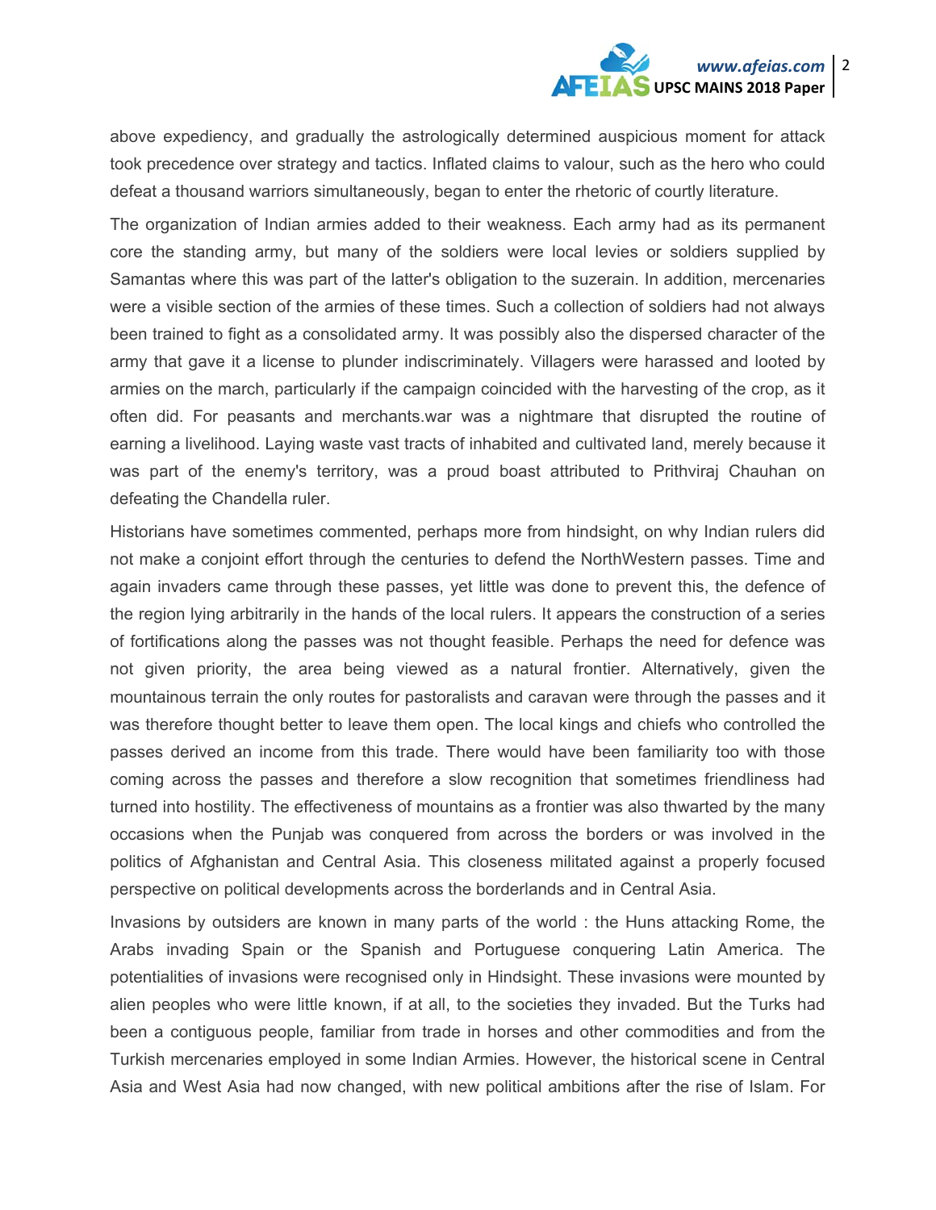above expediency, and gradually the astrologically determined auspicious moment for attack took precedence over strategy and tactics. Inflated claims to valour, such as the hero who could defeat a thousand warriors simultaneously, began to enter the rhetoric of courtly literature.

The organization of Indian armies added to their weakness. Each army had as its permanent core the standing army, but many of the soldiers were local levies or soldiers supplied by Samantas where this was part of the latter's obligation to the suzerain. In addition, mercenaries were a visible section of the armies of these times. Such a collection of soldiers had not always been trained to fight as a consolidated army. It was possibly also the dispersed character of the army that gave it a license to plunder indiscriminately. Villagers were harassed and looted by armies on the march, particularly if the campaign coincided with the harvesting of the crop, as it often did. For peasants and merchants.war was a nightmare that disrupted the routine of earning a livelihood. Laying waste vast tracts of inhabited and cultivated land, merely because it was part of the enemy's territory, was a proud boast attributed to Prithviraj Chauhan on defeating the Chandella ruler.

Historians have sometimes commented, perhaps more from hindsight, on why Indian rulers did not make a conjoint effort through the centuries to defend the NorthWestern passes. Time and again invaders came through these passes, yet little was done to prevent this, the defence of the region lying arbitrarily in the hands of the local rulers. It appears the construction of a series of fortifications along the passes was not thought feasible. Perhaps the need for defence was not given priority, the area being viewed as a natural frontier. Alternatively, given the mountainous terrain the only routes for pastoralists and caravan were through the passes and it was therefore thought better to leave them open. The local kings and chiefs who controlled the passes derived an income from this trade. There would have been familiarity too with those coming across the passes and therefore a slow recognition that sometimes friendliness had turned into hostility. The effectiveness of mountains as a frontier was also thwarted by the many occasions when the Punjab was conquered from across the borders or was involved in the politics of Afghanistan and Central Asia. This closeness militated against a properly focused perspective on political developments across the borderlands and in Central Asia.

Invasions by outsiders are known in many parts of the world : the Huns attacking Rome, the Arabs invading Spain or the Spanish and Portuguese conquering Latin America. The potentialities of invasions were recognised only in Hindsight. These invasions were mounted by alien peoples who were little known, if at all, to the societies they invaded. But the Turks had been a contiguous people, familiar from trade in horses and other commodities and from the Turkish mercenaries employed in some Indian Armies. However, the historical scene in Central Asia and West Asia had now changed, with new political ambitions after the rise of Islam. For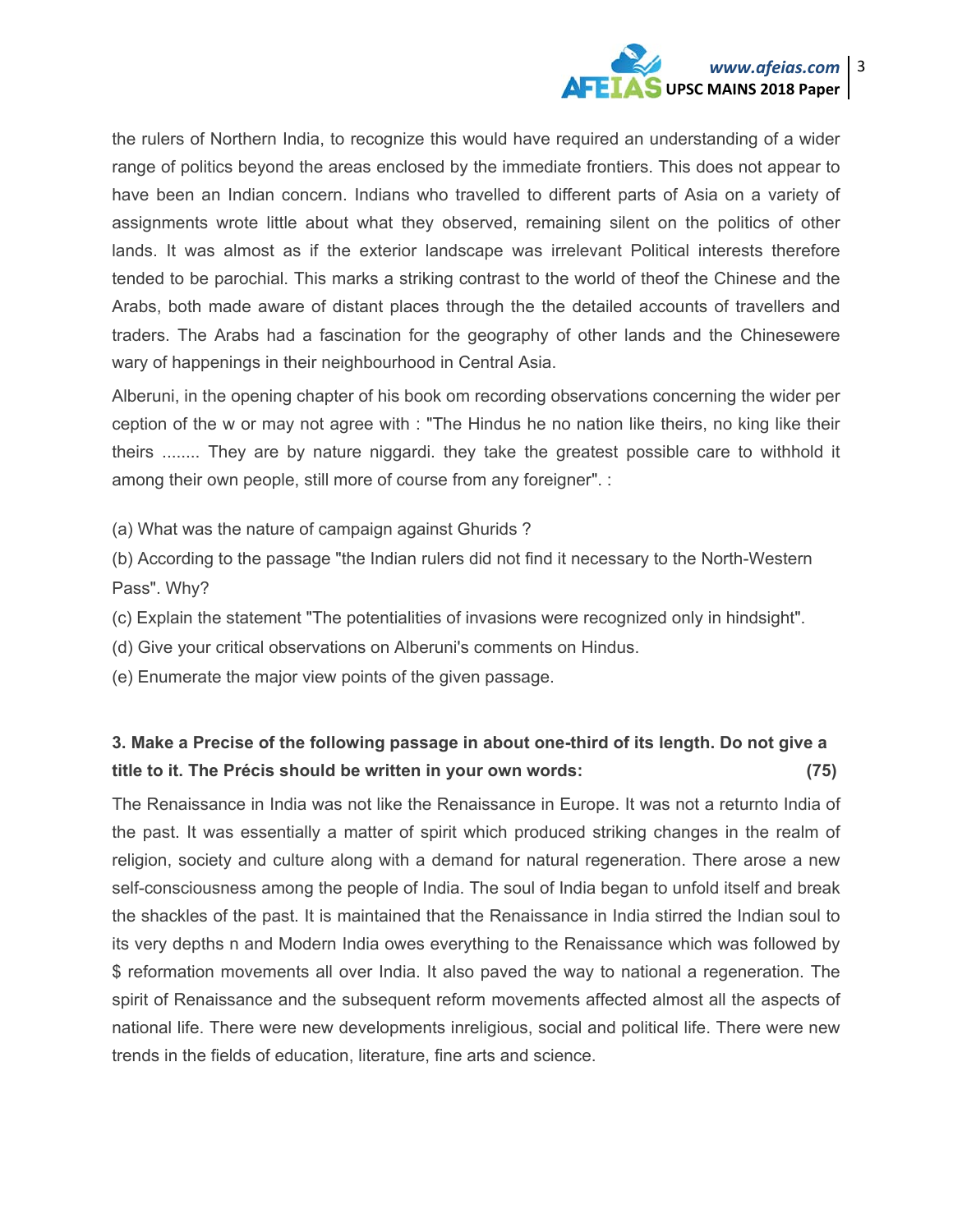the rulers of Northern India, to recognize this would have required an understanding of a wider range of politics beyond the areas enclosed by the immediate frontiers. This does not appear to have been an Indian concern. Indians who travelled to different parts of Asia on a variety of assignments wrote little about what they observed, remaining silent on the politics of other lands. It was almost as if the exterior landscape was irrelevant Political interests therefore tended to be parochial. This marks a striking contrast to the world of theof the Chinese and the Arabs, both made aware of distant places through the the detailed accounts of travellers and traders. The Arabs had a fascination for the geography of other lands and the Chinesewere wary of happenings in their neighbourhood in Central Asia.

Alberuni, in the opening chapter of his book om recording observations concerning the wider per ception of the w or may not agree with : "The Hindus he no nation like theirs, no king like their theirs ........ They are by nature niggardi. they take the greatest possible care to withhold it among their own people, still more of course from any foreigner". :

(a) What was the nature of campaign against Ghurids ?

(b) According to the passage "the Indian rulers did not find it necessary to the North-Western Pass". Why?

(c) Explain the statement "The potentialities of invasions were recognized only in hindsight".

(d) Give your critical observations on Alberuni's comments on Hindus.

(e) Enumerate the major view points of the given passage.

**3. Make a Precise of the following passage in about one-third of its length. Do not give a title to it. The Précis should be written in your own words: (75)**

The Renaissance in India was not like the Renaissance in Europe. It was not a returnto India of the past. It was essentially a matter of spirit which produced striking changes in the realm of religion, society and culture along with a demand for natural regeneration. There arose a new self-consciousness among the people of India. The soul of India began to unfold itself and break the shackles of the past. It is maintained that the Renaissance in India stirred the Indian soul to its very depths n and Modern India owes everything to the Renaissance which was followed by $ reformation movements all over India. It also paved the way to national a regeneration. The spirit of Renaissance and the subsequent reform movements affected almost all the aspects of national life. There were new developments inreligious, social and political life. There were new trends in the fields of education, literature, fine arts and science.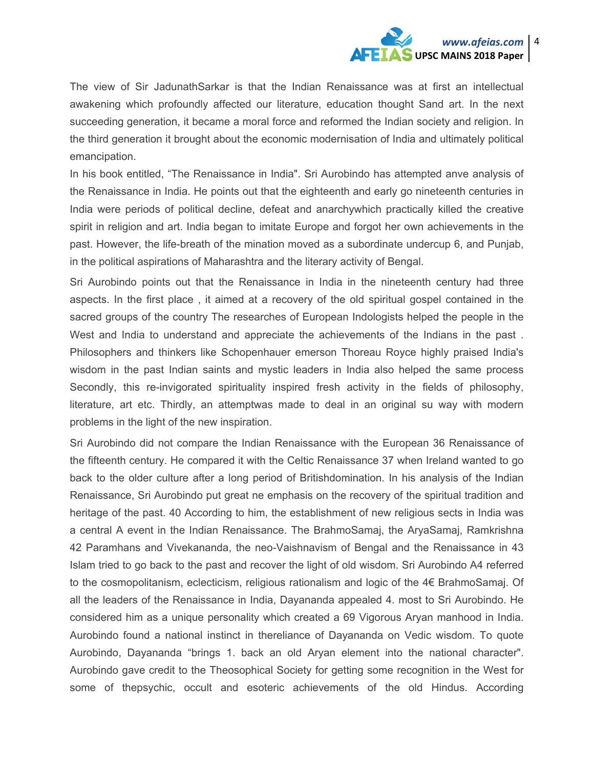The view of Sir JadunathSarkar is that the Indian Renaissance was at first an intellectual awakening which profoundly affected our literature, education thought Sand art. In the next succeeding generation, it became a moral force and reformed the Indian society and religion. In the third generation it brought about the economic modernisation of India and ultimately political emancipation.

In his book entitled, "The Renaissance in India". Sri Aurobindo has attempted anve analysis of the Renaissance in India. He points out that the eighteenth and early go nineteenth centuries in India were periods of political decline, defeat and anarchywhich practically killed the creative spirit in religion and art. India began to imitate Europe and forgot her own achievements in the past. However, the life-breath of the mination moved as a subordinate undercup 6, and Punjab, in the political aspirations of Maharashtra and the literary activity of Bengal.

Sri Aurobindo points out that the Renaissance in India in the nineteenth century had three aspects. In the first place , it aimed at a recovery of the old spiritual gospel contained in the sacred groups of the country The researches of European Indologists helped the people in the West and India to understand and appreciate the achievements of the Indians in the past . Philosophers and thinkers like Schopenhauer emerson Thoreau Royce highly praised India's wisdom in the past Indian saints and mystic leaders in India also helped the same process Secondly, this re-invigorated spirituality inspired fresh activity in the fields of philosophy, literature, art etc. Thirdly, an attemptwas made to deal in an original su way with modern problems in the light of the new inspiration.

Sri Aurobindo did not compare the Indian Renaissance with the European 36 Renaissance of the fifteenth century. He compared it with the Celtic Renaissance 37 when Ireland wanted to go back to the older culture after a long period of Britishdomination. In his analysis of the Indian Renaissance, Sri Aurobindo put great ne emphasis on the recovery of the spiritual tradition and heritage of the past. 40 According to him, the establishment of new religious sects in India was a central A event in the Indian Renaissance. The BrahmoSamaj, the AryaSamaj, Ramkrishna 42 Paramhans and Vivekananda, the neo-Vaishnavism of Bengal and the Renaissance in 43 Islam tried to go back to the past and recover the light of old wisdom. Sri Aurobindo A4 referred to the cosmopolitanism, eclecticism, religious rationalism and logic of the 4€ BrahmoSamaj. Of all the leaders of the Renaissance in India, Dayananda appealed 4. most to Sri Aurobindo. He considered him as a unique personality which created a 69 Vigorous Aryan manhood in India. Aurobindo found a national instinct in thereliance of Dayananda on Vedic wisdom. To quote Aurobindo, Dayananda "brings 1. back an old Aryan element into the national character". Aurobindo gave credit to the Theosophical Society for getting some recognition in the West for some of thepsychic, occult and esoteric achievements of the old Hindus. According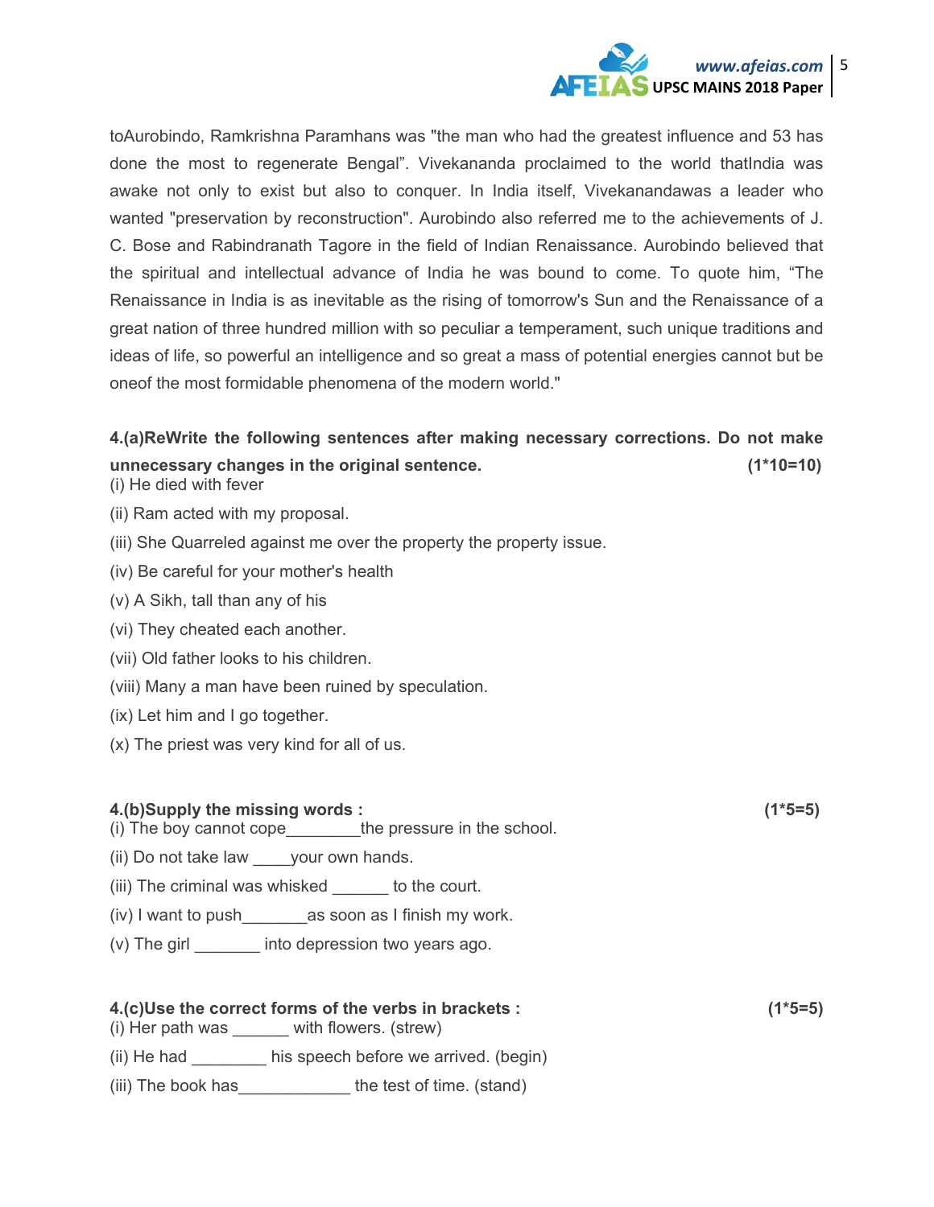toAurobindo, Ramkrishna Paramhans was "the man who had the greatest influence and 53 has done the most to regenerate Bengal". Vivekananda proclaimed to the world thatIndia was awake not only to exist but also to conquer. In India itself, Vivekanandawas a leader who wanted "preservation by reconstruction". Aurobindo also referred me to the achievements of J. C. Bose and Rabindranath Tagore in the field of Indian Renaissance. Aurobindo believed that the spiritual and intellectual advance of India he was bound to come. To quote him, "The Renaissance in India is as inevitable as the rising of tomorrow's Sun and the Renaissance of a great nation of three hundred million with so peculiar a temperament, such unique traditions and ideas of life, so powerful an intelligence and so great a mass of potential energies cannot but be oneof the most formidable phenomena of the modern world."

**4.(a)ReWrite the following sentences after making necessary corrections. Do not make unnecessary changes in the original sentence. (1*10=10)**

(i) He died with fever

(ii) Ram acted with my proposal.

(iii) She Quarreled against me over the property the property issue.

(iv) Be careful for your mother's health

(v) A Sikh, tall than any of his

(vi) They cheated each another.

(vii) Old father looks to his children.

(viii) Many a man have been ruined by speculation.

(ix) Let him and I go together.

(x) The priest was very kind for all of us.

**4.(b)Supply the missing words : (1*5=5)**

(i) The boy cannot cope________the pressure in the school.

(ii) Do not take law ____your own hands.

(iii) The criminal was whisked ______ to the court.

(iv) I want to push_______as soon as I finish my work.

(v) The girl _______ into depression two years ago.

**4.(c)Use the correct forms of the verbs in brackets : (1*5=5)**

(i) Her path was ______ with flowers. (strew)

(ii) He had ________ his speech before we arrived. (begin)

(iii) The book has____________ the test of time. (stand)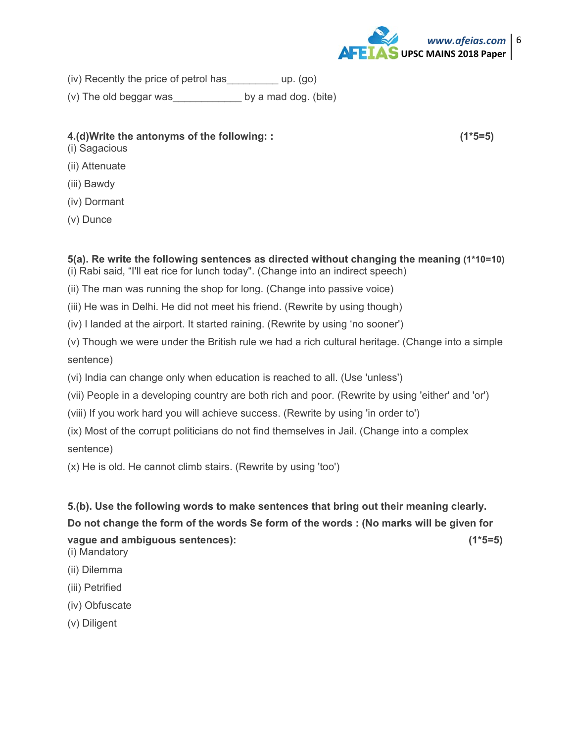(iv) Recently the price of petrol has_________ up. (go)

(v) The old beggar was____________ by a mad dog. (bite)

**4.(d)Write the antonyms of the following: : (1*5=5)**

(i) Sagacious

(ii) Attenuate

(iii) Bawdy

(iv) Dormant

(v) Dunce

**5(a). Re write the following sentences as directed without changing the meaning (1*10=10)**

(i) Rabi said, "I'll eat rice for lunch today". (Change into an indirect speech)

(ii) The man was running the shop for long. (Change into passive voice)

(iii) He was in Delhi. He did not meet his friend. (Rewrite by using though)

(iv) I landed at the airport. It started raining. (Rewrite by using 'no sooner')

(v) Though we were under the British rule we had a rich cultural heritage. (Change into a simple sentence)

(vi) India can change only when education is reached to all. (Use 'unless')

(vii) People in a developing country are both rich and poor. (Rewrite by using 'either' and 'or')

(viii) If you work hard you will achieve success. (Rewrite by using 'in order to')

(ix) Most of the corrupt politicians do not find themselves in Jail. (Change into a complex sentence)

(x) He is old. He cannot climb stairs. (Rewrite by using 'too')

**5.(b). Use the following words to make sentences that bring out their meaning clearly. Do not change the form of the words Se form of the words : (No marks will be given for vague and ambiguous sentences): (1*5=5)**

(i) Mandatory

(ii) Dilemma

(iii) Petrified

(iv) Obfuscate

(v) Diligent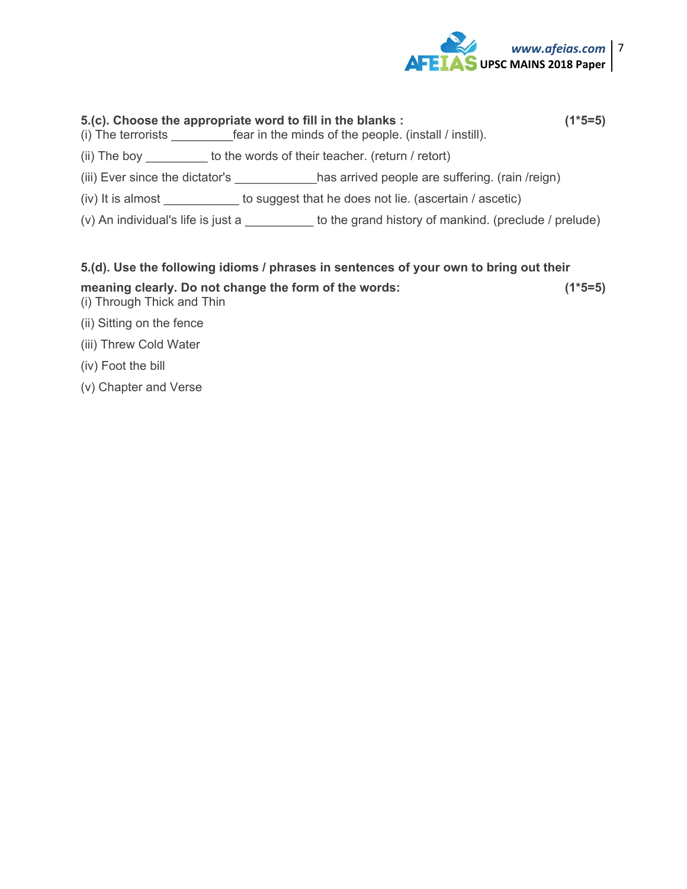**5.(c). Choose the appropriate word to fill in the blanks :** **(1*5=5)**

(i) The terrorists _________fear in the minds of the people. (install / instill).

(ii) The boy _________ to the words of their teacher. (return / retort)

(iii) Ever since the dictator's ____________has arrived people are suffering. (rain /reign)

(iv) It is almost ___________ to suggest that he does not lie. (ascertain / ascetic)

(v) An individual's life is just a __________ to the grand history of mankind. (preclude / prelude)

**5.(d). Use the following idioms / phrases in sentences of your own to bring out their meaning clearly. Do not change the form of the words:** **(1*5=5)**

(i) Through Thick and Thin

(ii) Sitting on the fence

(iii) Threw Cold Water

(iv) Foot the bill

(v) Chapter and Verse